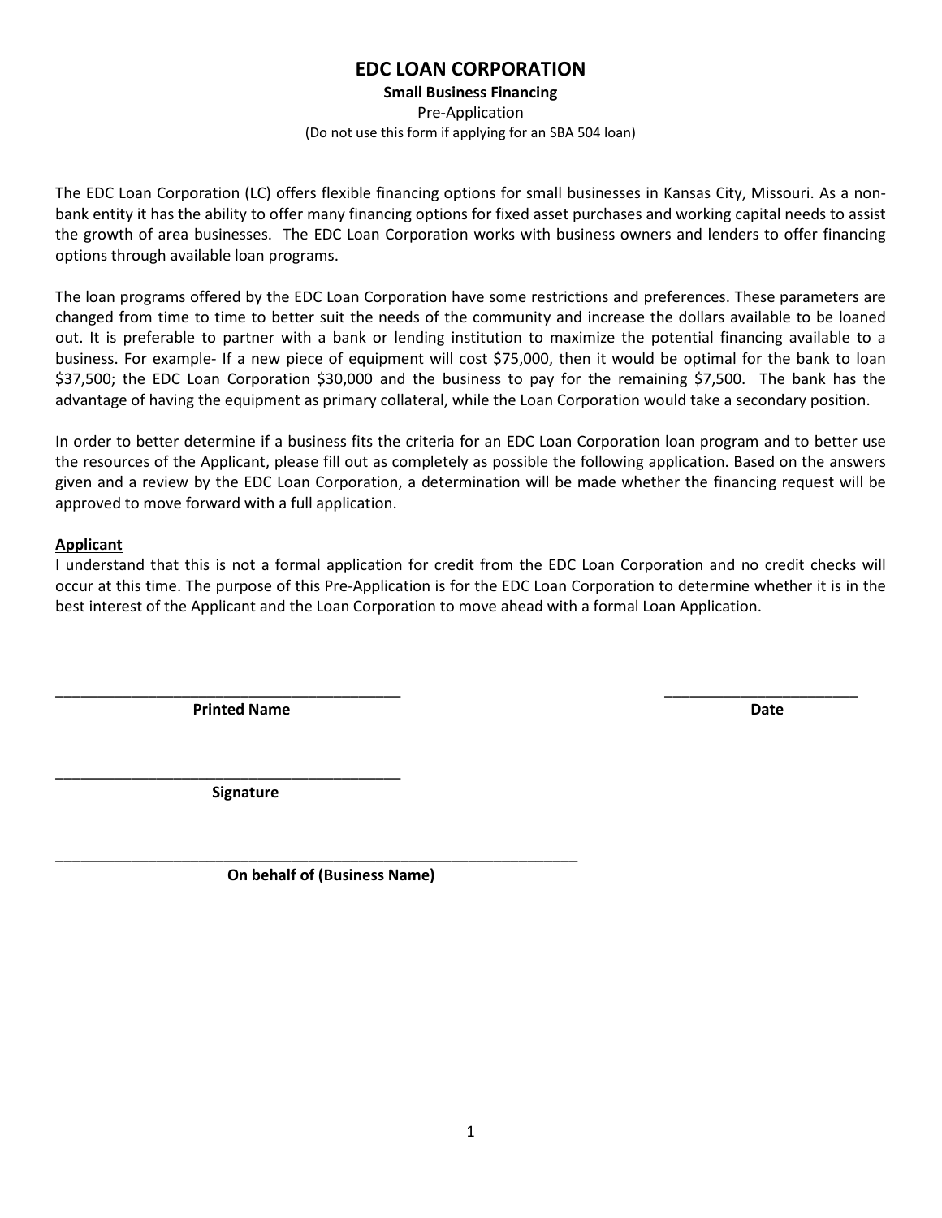# EDC LOAN CORPORATION

**Small Business Financing**

Pre-Application

(Do not use this form if applying for an SBA 504 loan)

The EDC Loan Corporation (LC) offers flexible financing options for small businesses in Kansas City, Missouri. As a non-bank entity it has the ability to offer many financing options for fixed asset purchases and working capital needs to assist the growth of area businesses. The EDC Loan Corporation works with business owners and lenders to offer financing options through available loan programs.

The loan programs offered by the EDC Loan Corporation have some restrictions and preferences. These parameters are changed from time to time to better suit the needs of the community and increase the dollars available to be loaned out. It is preferable to partner with a bank or lending institution to maximize the potential financing available to a business. For example- If a new piece of equipment will cost $75,000, then it would be optimal for the bank to loan $37,500; the EDC Loan Corporation $30,000 and the business to pay for the remaining $7,500. The bank has the advantage of having the equipment as primary collateral, while the Loan Corporation would take a secondary position.

In order to better determine if a business fits the criteria for an EDC Loan Corporation loan program and to better use the resources of the Applicant, please fill out as completely as possible the following application. Based on the answers given and a review by the EDC Loan Corporation, a determination will be made whether the financing request will be approved to move forward with a full application.

**Applicant**

I understand that this is not a formal application for credit from the EDC Loan Corporation and no credit checks will occur at this time. The purpose of this Pre-Application is for the EDC Loan Corporation to determine whether it is in the best interest of the Applicant and the Loan Corporation to move ahead with a formal Loan Application.

\_\_\_\_\_\_\_\_\_\_\_\_\_\_\_\_\_\_\_\_\_\_\_\_\_\_\_\_\_\_\_\_\_\_\_\_\_\_\_\_ \_\_\_\_\_\_\_\_\_\_\_\_\_\_\_\_\_\_\_\_\_\_\_

**Printed Name** **Date**

\_\_\_\_\_\_\_\_\_\_\_\_\_\_\_\_\_\_\_\_\_\_\_\_\_\_\_\_\_\_\_\_\_\_\_\_\_\_\_\_

**Signature**

\_\_\_\_\_\_\_\_\_\_\_\_\_\_\_\_\_\_\_\_\_\_\_\_\_\_\_\_\_\_\_\_\_\_\_\_\_\_\_\_\_\_\_\_\_\_\_\_\_\_\_\_\_\_\_\_\_\_\_\_

**On behalf of (Business Name)**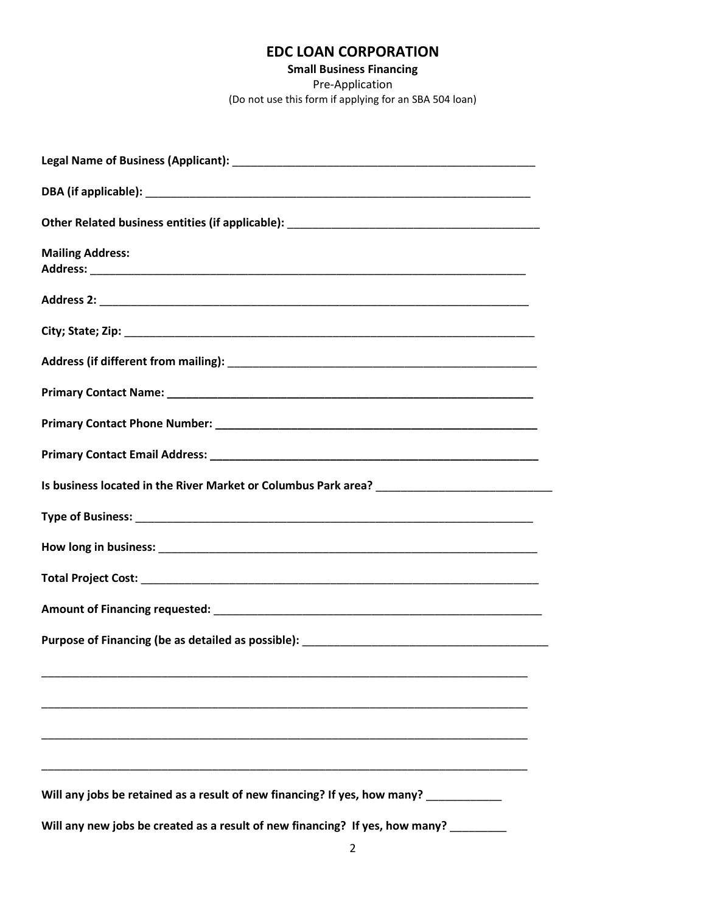# EDC LOAN CORPORATION

**Small Business Financing**

Pre-Application

(Do not use this form if applying for an SBA 504 loan)

**Legal Name of Business (Applicant):** ___________________________________________________

**DBA (if applicable):** _________________________________________________________________

**Other Related business entities (if applicable):** ___________________________________________

**Mailing Address:**
**Address:** ________________________________________________________________________

**Address 2:** ______________________________________________________________________

**City; State; Zip:** ___________________________________________________________________

**Address (if different from mailing):** ____________________________________________________

**Primary Contact Name:** ______________________________________________________________

**Primary Contact Phone Number:** _______________________________________________________

**Primary Contact Email Address:** ______________________________________________________

**Is business located in the River Market or Columbus Park area?** ____________________________

**Type of Business:** _________________________________________________________________

**How long in business:** _______________________________________________________________

**Total Project Cost:** ________________________________________________________________

**Amount of Financing requested:** ______________________________________________________

**Purpose of Financing (be as detailed as possible):** _______________________________________

_____________________________________________________________________________________

_____________________________________________________________________________________

_____________________________________________________________________________________

_____________________________________________________________________________________

**Will any jobs be retained as a result of new financing? If yes, how many?** ____________

**Will any new jobs be created as a result of new financing? If yes, how many?** _________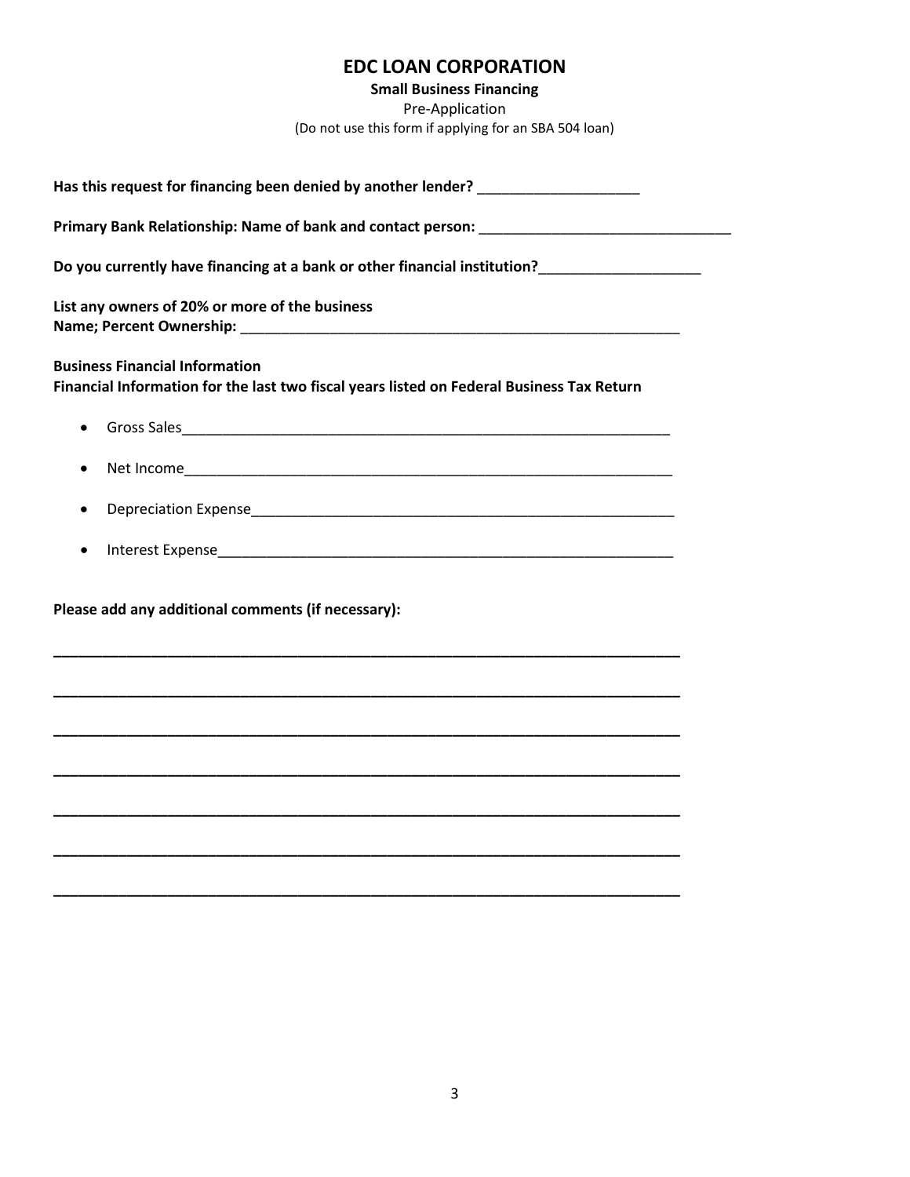# EDC LOAN CORPORATION

**Small Business Financing**

Pre-Application

(Do not use this form if applying for an SBA 504 loan)

**Has this request for financing been denied by another lender?** ____________________

**Primary Bank Relationship: Name of bank and contact person:** _______________________________

**Do you currently have financing at a bank or other financial institution?**____________________

**List any owners of 20% or more of the business**
**Name; Percent Ownership:** _______________________________________________________

**Business Financial Information**
**Financial Information for the last two fiscal years listed on Federal Business Tax Return**

- Gross Sales____________________________________________________________
- Net Income____________________________________________________________
- Depreciation Expense_____________________________________________________
- Interest Expense________________________________________________________

**Please add any additional comments (if necessary):**

_____________________________________________________________________________

_____________________________________________________________________________

_____________________________________________________________________________

_____________________________________________________________________________

_____________________________________________________________________________

_____________________________________________________________________________

_____________________________________________________________________________